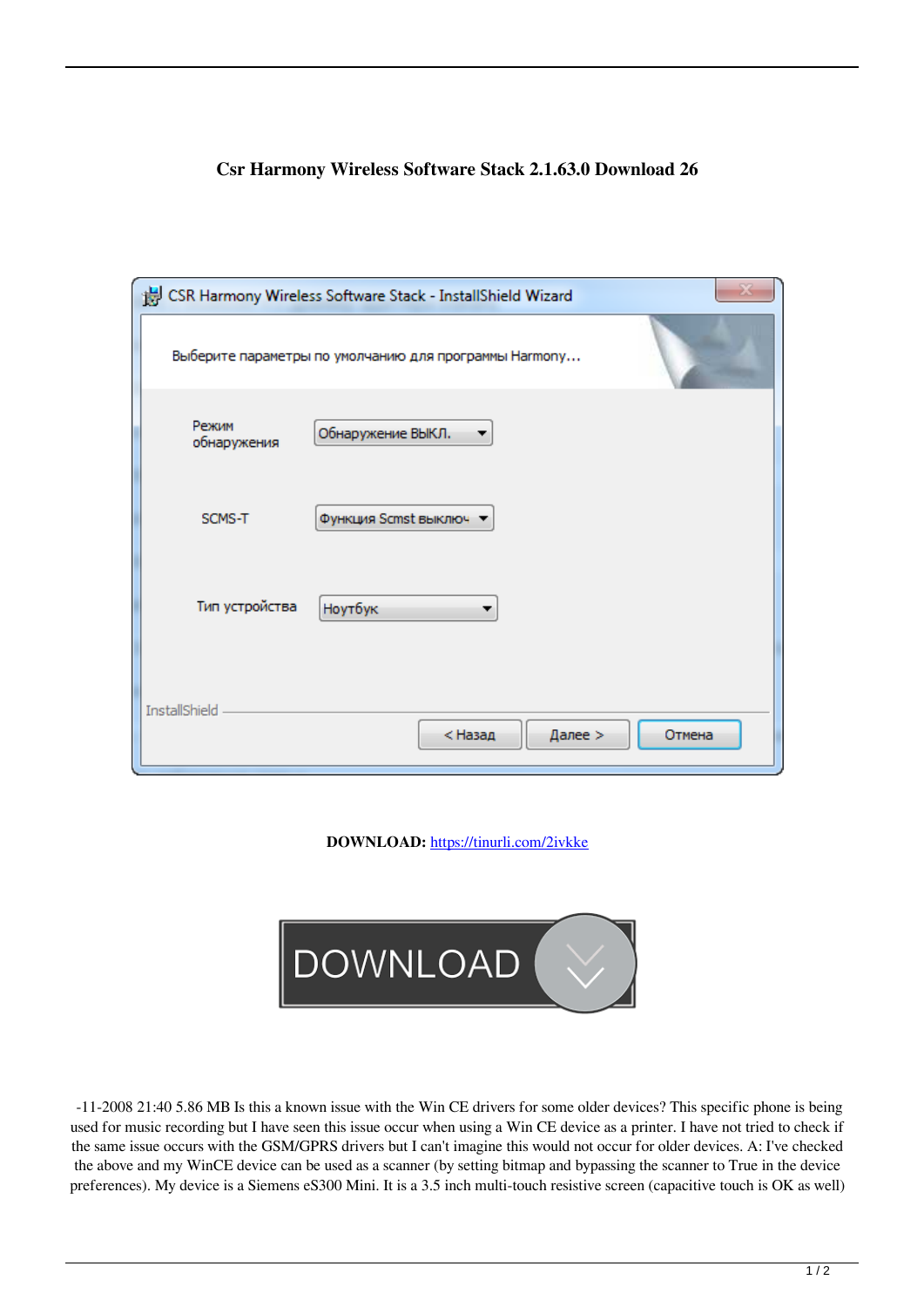# Csr Harmony Wireless Software Stack 2.1.63.0 Download 26

**DOWNLOAD:** https://tinurli.com/2ivkke

-11-2008 21:40 5.86 MB Is this a known issue with the Win CE drivers for some older devices? This specific phone is being used for music recording but I have seen this issue occur when using a Win CE device as a printer. I have not tried to check if the same issue occurs with the GSM/GPRS drivers but I can't imagine this would not occur for older devices. A: I've checked the above and my WinCE device can be used as a scanner (by setting bitmap and bypassing the scanner to True in the device preferences). My device is a Siemens eS300 Mini. It is a 3.5 inch multi-touch resistive screen (capacitive touch is OK as well)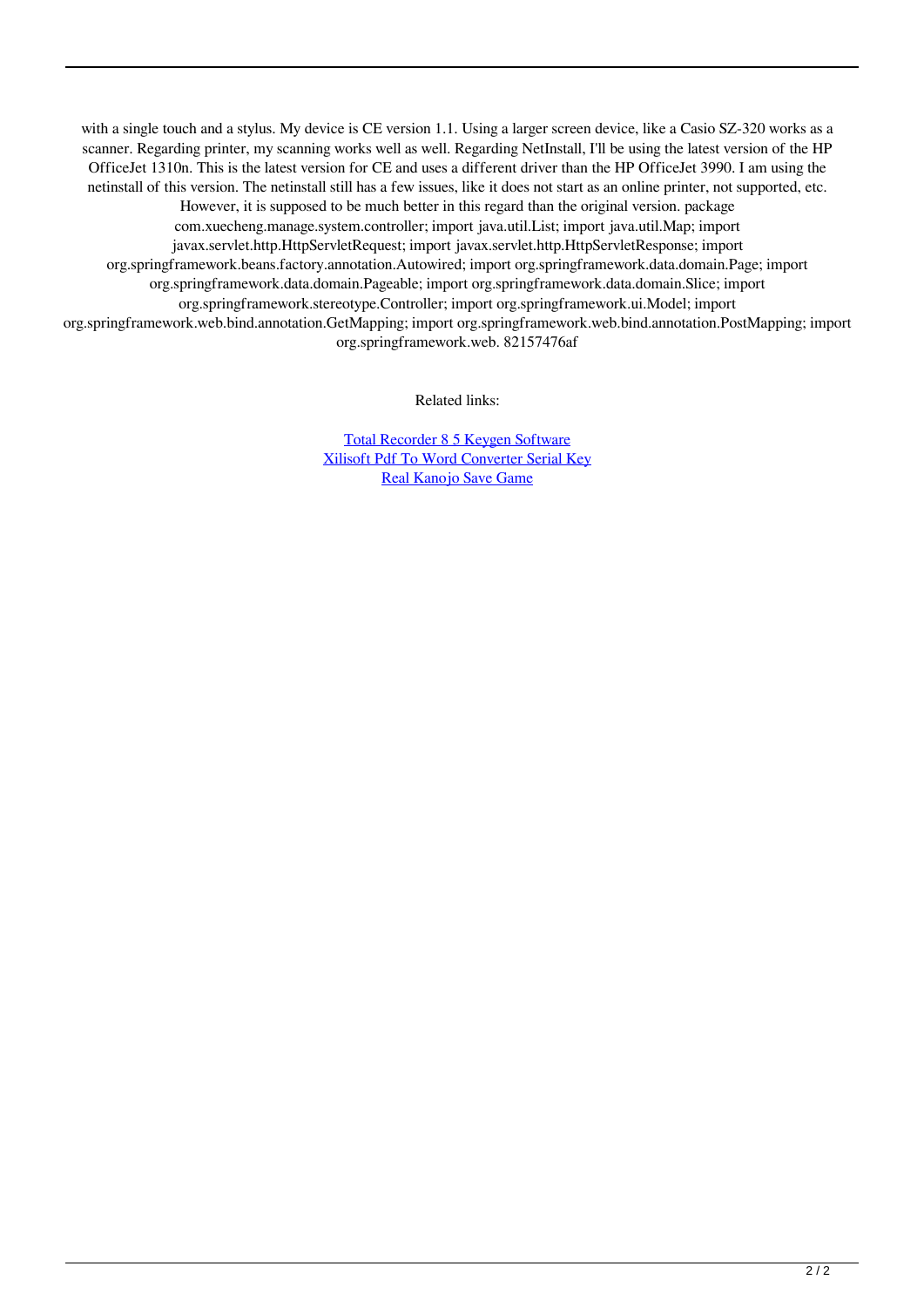with a single touch and a stylus. My device is CE version 1.1. Using a larger screen device, like a Casio SZ-320 works as a scanner. Regarding printer, my scanning works well as well. Regarding NetInstall, I'll be using the latest version of the HP OfficeJet 1310n. This is the latest version for CE and uses a different driver than the HP OfficeJet 3990. I am using the netinstall of this version. The netinstall still has a few issues, like it does not start as an online printer, not supported, etc. However, it is supposed to be much better in this regard than the original version. package com.xuecheng.manage.system.controller; import java.util.List; import java.util.Map; import javax.servlet.http.HttpServletRequest; import javax.servlet.http.HttpServletResponse; import org.springframework.beans.factory.annotation.Autowired; import org.springframework.data.domain.Page; import org.springframework.data.domain.Pageable; import org.springframework.data.domain.Slice; import org.springframework.stereotype.Controller; import org.springframework.ui.Model; import org.springframework.web.bind.annotation.GetMapping; import org.springframework.web.bind.annotation.PostMapping; import org.springframework.web. 82157476af

Related links:

[Total Recorder 8 5 Keygen Software]
[Xilisoft Pdf To Word Converter Serial Key]
[Real Kanojo Save Game]